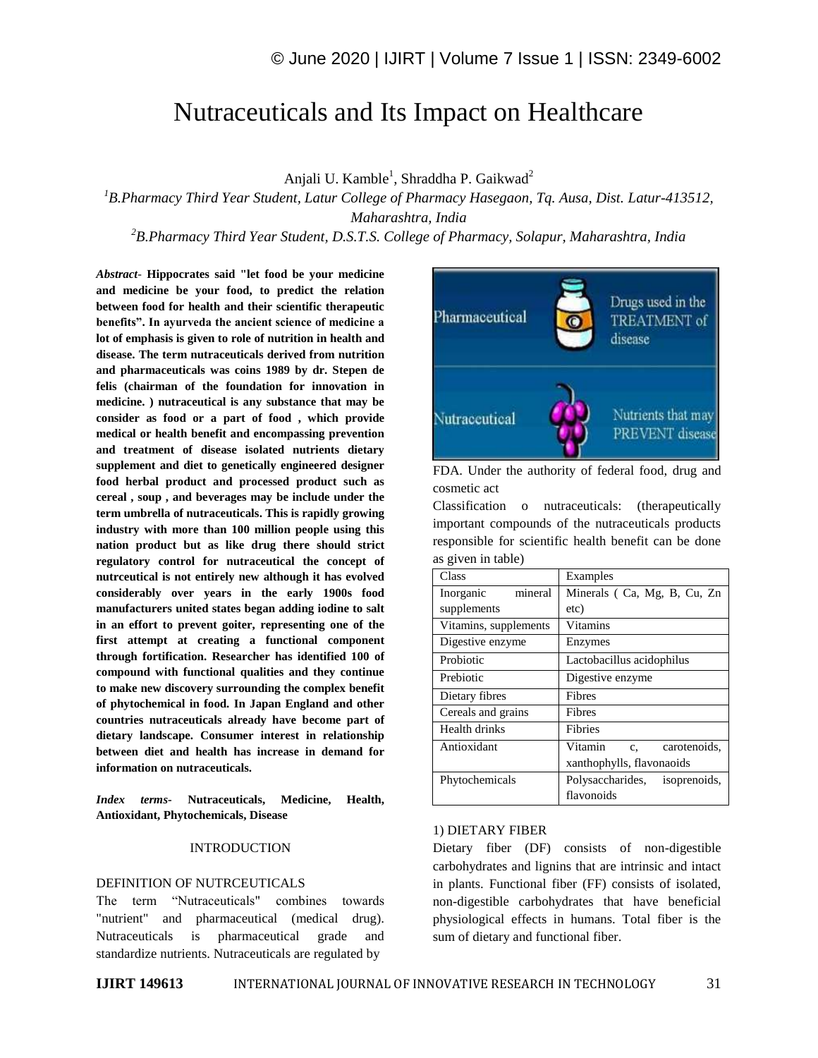# Nutraceuticals and Its Impact on Healthcare

Anjali U. Kamble[1], Shraddha P. Gaikwad[2]

[1]*B.Pharmacy Third Year Student, Latur College of Pharmacy Hasegaon, Tq. Ausa, Dist. Latur-413512, Maharashtra, India*

[2]*B.Pharmacy Third Year Student, D.S.T.S. College of Pharmacy, Solapur, Maharashtra, India*

***Abstract-*** **Hippocrates said "let food be your medicine and medicine be your food, to predict the relation between food for health and their scientific therapeutic benefits". In ayurveda the ancient science of medicine a lot of emphasis is given to role of nutrition in health and disease. The term nutraceuticals derived from nutrition and pharmaceuticals was coins 1989 by dr. Stepen de felis (chairman of the foundation for innovation in medicine. ) nutraceutical is any substance that may be consider as food or a part of food , which provide medical or health benefit and encompassing prevention and treatment of disease isolated nutrients dietary supplement and diet to genetically engineered designer food herbal product and processed product such as cereal , soup , and beverages may be include under the term umbrella of nutraceuticals. This is rapidly growing industry with more than 100 million people using this nation product but as like drug there should strict regulatory control for nutraceutical the concept of nutrceutical is not entirely new although it has evolved considerably over years in the early 1900s food manufacturers united states began adding iodine to salt in an effort to prevent goiter, representing one of the first attempt at creating a functional component through fortification. Researcher has identified 100 of compound with functional qualities and they continue to make new discovery surrounding the complex benefit of phytochemical in food. In Japan England and other countries nutraceuticals already have become part of dietary landscape. Consumer interest in relationship between diet and health has increase in demand for information on nutraceuticals.**

***Index terms-*** **Nutraceuticals, Medicine, Health, Antioxidant, Phytochemicals, Disease**

## INTRODUCTION

### DEFINITION OF NUTRCEUTICALS

The term "Nutraceuticals" combines towards "nutrient" and pharmaceutical (medical drug). Nutraceuticals is pharmaceutical grade and standardize nutrients. Nutraceuticals are regulated by

| Pharmaceutical | Drugs used in the TREATMENT of disease |
|---|---|
| Nutraceutical | Nutrients that may PREVENT disease |

FDA. Under the authority of federal food, drug and cosmetic act

Classification o nutraceuticals: (therapeutically important compounds of the nutraceuticals products responsible for scientific health benefit can be done as given in table)

| Class | Examples |
|---|---|
| Inorganic mineral supplements | Minerals ( Ca, Mg, B, Cu, Zn etc) |
| Vitamins, supplements | Vitamins |
| Digestive enzyme | Enzymes |
| Probiotic | Lactobacillus acidophilus |
| Prebiotic | Digestive enzyme |
| Dietary fibres | Fibres |
| Cereals and grains | Fibres |
| Health drinks | Fibries |
| Antioxidant | Vitamin c, carotenoids, xanthophylls, flavonaoids |
| Phytochemicals | Polysaccharides, isoprenoids, flavonoids |

### 1) DIETARY FIBER

Dietary fiber (DF) consists of non-digestible carbohydrates and lignins that are intrinsic and intact in plants. Functional fiber (FF) consists of isolated, non-digestible carbohydrates that have beneficial physiological effects in humans. Total fiber is the sum of dietary and functional fiber.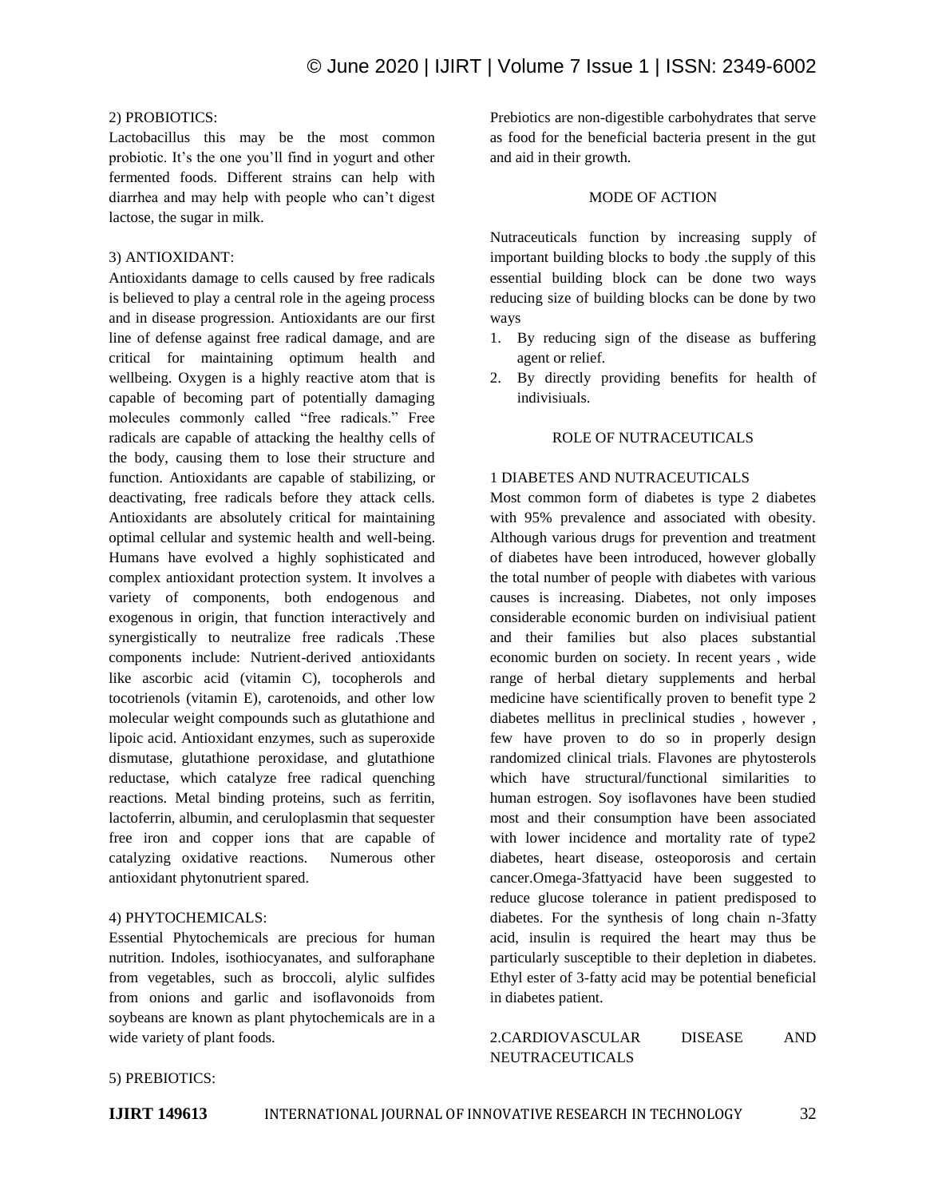2) PROBIOTICS:

Lactobacillus this may be the most common probiotic. It's the one you'll find in yogurt and other fermented foods. Different strains can help with diarrhea and may help with people who can't digest lactose, the sugar in milk.

3) ANTIOXIDANT:

Antioxidants damage to cells caused by free radicals is believed to play a central role in the ageing process and in disease progression. Antioxidants are our first line of defense against free radical damage, and are critical for maintaining optimum health and wellbeing. Oxygen is a highly reactive atom that is capable of becoming part of potentially damaging molecules commonly called "free radicals." Free radicals are capable of attacking the healthy cells of the body, causing them to lose their structure and function. Antioxidants are capable of stabilizing, or deactivating, free radicals before they attack cells. Antioxidants are absolutely critical for maintaining optimal cellular and systemic health and well-being. Humans have evolved a highly sophisticated and complex antioxidant protection system. It involves a variety of components, both endogenous and exogenous in origin, that function interactively and synergistically to neutralize free radicals .These components include: Nutrient-derived antioxidants like ascorbic acid (vitamin C), tocopherols and tocotrienols (vitamin E), carotenoids, and other low molecular weight compounds such as glutathione and lipoic acid. Antioxidant enzymes, such as superoxide dismutase, glutathione peroxidase, and glutathione reductase, which catalyze free radical quenching reactions. Metal binding proteins, such as ferritin, lactoferrin, albumin, and ceruloplasmin that sequester free iron and copper ions that are capable of catalyzing oxidative reactions. Numerous other antioxidant phytonutrient spared.

4) PHYTOCHEMICALS:

Essential Phytochemicals are precious for human nutrition. Indoles, isothiocyanates, and sulforaphane from vegetables, such as broccoli, alylic sulfides from onions and garlic and isoflavonoids from soybeans are known as plant phytochemicals are in a wide variety of plant foods.

5) PREBIOTICS:

Prebiotics are non-digestible carbohydrates that serve as food for the beneficial bacteria present in the gut and aid in their growth.

## MODE OF ACTION

Nutraceuticals function by increasing supply of important building blocks to body .the supply of this essential building block can be done two ways reducing size of building blocks can be done by two ways

1. By reducing sign of the disease as buffering agent or relief.
2. By directly providing benefits for health of indivisiuals.

## ROLE OF NUTRACEUTICALS

### 1 DIABETES AND NUTRACEUTICALS

Most common form of diabetes is type 2 diabetes with 95% prevalence and associated with obesity. Although various drugs for prevention and treatment of diabetes have been introduced, however globally the total number of people with diabetes with various causes is increasing. Diabetes, not only imposes considerable economic burden on indivisiual patient and their families but also places substantial economic burden on society. In recent years , wide range of herbal dietary supplements and herbal medicine have scientifically proven to benefit type 2 diabetes mellitus in preclinical studies , however , few have proven to do so in properly design randomized clinical trials. Flavones are phytosterols which have structural/functional similarities to human estrogen. Soy isoflavones have been studied most and their consumption have been associated with lower incidence and mortality rate of type2 diabetes, heart disease, osteoporosis and certain cancer.Omega-3fattyacid have been suggested to reduce glucose tolerance in patient predisposed to diabetes. For the synthesis of long chain n-3fatty acid, insulin is required the heart may thus be particularly susceptible to their depletion in diabetes. Ethyl ester of 3-fatty acid may be potential beneficial in diabetes patient.

### 2.CARDIOVASCULAR DISEASE AND NEUTRACEUTICALS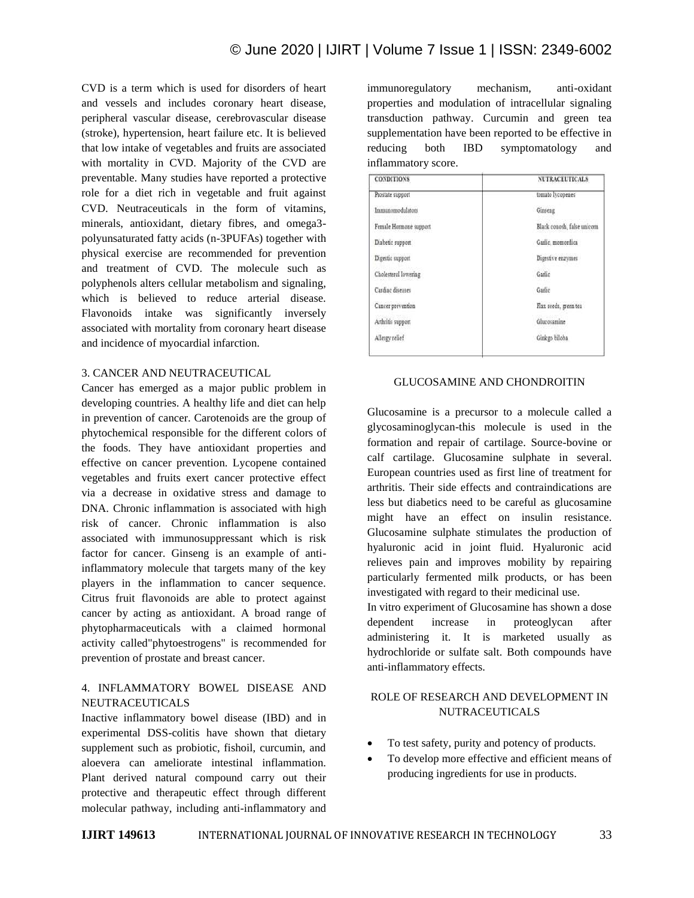CVD is a term which is used for disorders of heart and vessels and includes coronary heart disease, peripheral vascular disease, cerebrovascular disease (stroke), hypertension, heart failure etc. It is believed that low intake of vegetables and fruits are associated with mortality in CVD. Majority of the CVD are preventable. Many studies have reported a protective role for a diet rich in vegetable and fruit against CVD. Neutraceuticals in the form of vitamins, minerals, antioxidant, dietary fibres, and omega3-polyunsaturated fatty acids (n-3PUFAs) together with physical exercise are recommended for prevention and treatment of CVD. The molecule such as polyphenols alters cellular metabolism and signaling, which is believed to reduce arterial disease. Flavonoids intake was significantly inversely associated with mortality from coronary heart disease and incidence of myocardial infarction.

## 3. CANCER AND NEUTRACEUTICAL

Cancer has emerged as a major public problem in developing countries. A healthy life and diet can help in prevention of cancer. Carotenoids are the group of phytochemical responsible for the different colors of the foods. They have antioxidant properties and effective on cancer prevention. Lycopene contained vegetables and fruits exert cancer protective effect via a decrease in oxidative stress and damage to DNA. Chronic inflammation is associated with high risk of cancer. Chronic inflammation is also associated with immunosuppressant which is risk factor for cancer. Ginseng is an example of anti-inflammatory molecule that targets many of the key players in the inflammation to cancer sequence. Citrus fruit flavonoids are able to protect against cancer by acting as antioxidant. A broad range of phytopharmaceuticals with a claimed hormonal activity called"phytoestrogens" is recommended for prevention of prostate and breast cancer.

## 4. INFLAMMATORY BOWEL DISEASE AND NEUTRACEUTICALS

Inactive inflammatory bowel disease (IBD) and in experimental DSS-colitis have shown that dietary supplement such as probiotic, fishoil, curcumin, and aloevera can ameliorate intestinal inflammation. Plant derived natural compound carry out their protective and therapeutic effect through different molecular pathway, including anti-inflammatory and immunoregulatory mechanism, anti-oxidant properties and modulation of intracellular signaling transduction pathway. Curcumin and green tea supplementation have been reported to be effective in reducing both IBD symptomatology and inflammatory score.

| CONDITIONS | NUTRACEUTICALS |
|---|---|
| Prostate support | tomato lycopenes |
| Immunomodulators | Ginseng |
| Female Hormone support | Black conosh, false unicorn |
| Diabetic support | Garlic, momordica |
| Digestic support | Digestive enzymes |
| Cholesterol lowering | Garlic |
| Cardiac diseases | Garlic |
| Cancer prevention | Flax seeds, green tea |
| Arthritis support | Glucosamine |
| Allergy relief | Ginkgo biloba |

## GLUCOSAMINE AND CHONDROITIN

Glucosamine is a precursor to a molecule called a glycosaminoglycan-this molecule is used in the formation and repair of cartilage. Source-bovine or calf cartilage. Glucosamine sulphate in several. European countries used as first line of treatment for arthritis. Their side effects and contraindications are less but diabetics need to be careful as glucosamine might have an effect on insulin resistance. Glucosamine sulphate stimulates the production of hyaluronic acid in joint fluid. Hyaluronic acid relieves pain and improves mobility by repairing particularly fermented milk products, or has been investigated with regard to their medicinal use.

In vitro experiment of Glucosamine has shown a dose dependent increase in proteoglycan after administering it. It is marketed usually as hydrochloride or sulfate salt. Both compounds have anti-inflammatory effects.

## ROLE OF RESEARCH AND DEVELOPMENT IN NUTRACEUTICALS

- To test safety, purity and potency of products.
- To develop more effective and efficient means of producing ingredients for use in products.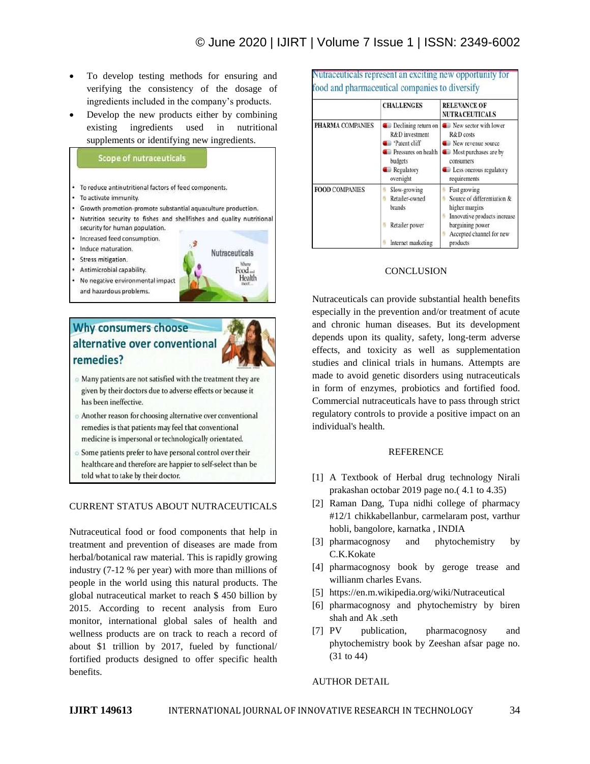- To develop testing methods for ensuring and verifying the consistency of the dosage of ingredients included in the company's products.
- Develop the new products either by combining existing ingredients used in nutritional supplements or identifying new ingredients.

**Scope of nutraceuticals**

- To reduce antinutritional factors of feed components.
- To activate immunity.
- Growth promotion-promote substantial aquaculture production.
- Nutrition security to fishes and shellfishes and quality nutritional security for human population.
- Increased feed consumption.
- Induce maturation.
- Stress mitigation.
- Antimicrobial capability.
- No negative environmental impact and hazardous problems.

**Why consumers choose alternative over conventional remedies?**

- Many patients are not satisfied with the treatment they are given by their doctors due to adverse effects or because it has been ineffective.
- Another reason for choosing alternative over conventional remedies is that patients may feel that conventional medicine is impersonal or technologically orientated.
- Some patients prefer to have personal control over their healthcare and therefore are happier to self-select than be told what to take by their doctor.

## CURRENT STATUS ABOUT NUTRACEUTICALS

Nutraceutical food or food components that help in treatment and prevention of diseases are made from herbal/botanical raw material. This is rapidly growing industry (7-12 % per year) with more than millions of people in the world using this natural products. The global nutraceutical market to reach $ 450 billion by 2015. According to recent analysis from Euro monitor, international global sales of health and wellness products are on track to reach a record of about $1 trillion by 2017, fueled by functional/ fortified products designed to offer specific health benefits.

**Nutraceuticals represent an exciting new opportunity for food and pharmaceutical companies to diversify**

| | CHALLENGES | RELEVANCE OF NUTRACEUTICALS |
|---|---|---|
| PHARMA COMPANIES | Declining return on R&D investment; 'Patent cliff'; Pressures on health budgets; Regulatory oversight | New sector with lower R&D costs; New revenue source; Most purchases are by consumers; Less onerous regulatory requirements |
| FOOD COMPANIES | Slow-growing; Retailer-owned brands; Retailer power; Internet marketing | Fast growing; Source of differentiation & higher margins; Innovative products increase bargaining power; Accepted channel for new products |

## CONCLUSION

Nutraceuticals can provide substantial health benefits especially in the prevention and/or treatment of acute and chronic human diseases. But its development depends upon its quality, safety, long-term adverse effects, and toxicity as well as supplementation studies and clinical trials in humans. Attempts are made to avoid genetic disorders using nutraceuticals in form of enzymes, probiotics and fortified food. Commercial nutraceuticals have to pass through strict regulatory controls to provide a positive impact on an individual's health.

## REFERENCE

[1] A Textbook of Herbal drug technology Nirali prakashan octobar 2019 page no.( 4.1 to 4.35)
[2] Raman Dang, Tupa nidhi college of pharmacy #12/1 chikkabellanbur, carmelaram post, varthur hobli, bangolore, karnatka , INDIA
[3] pharmacognosy and phytochemistry by C.K.Kokate
[4] pharmacognosy book by geroge trease and willianm charles Evans.
[5] https://en.m.wikipedia.org/wiki/Nutraceutical
[6] pharmacognosy and phytochemistry by biren shah and Ak .seth
[7] PV publication, pharmacognosy and phytochemistry book by Zeeshan afsar page no. (31 to 44)

## AUTHOR DETAIL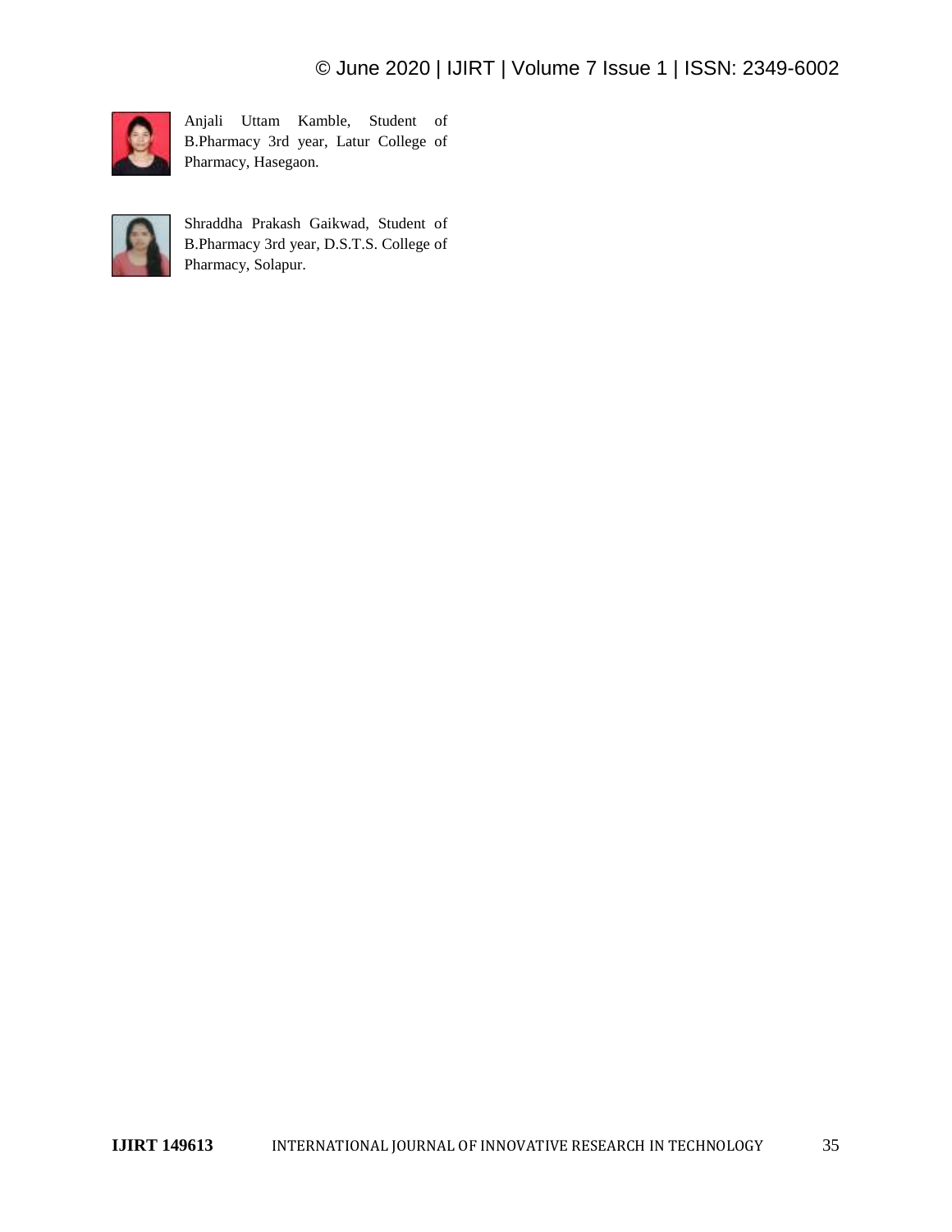Anjali Uttam Kamble, Student of B.Pharmacy 3rd year, Latur College of Pharmacy, Hasegaon.

Shraddha Prakash Gaikwad, Student of B.Pharmacy 3rd year, D.S.T.S. College of Pharmacy, Solapur.